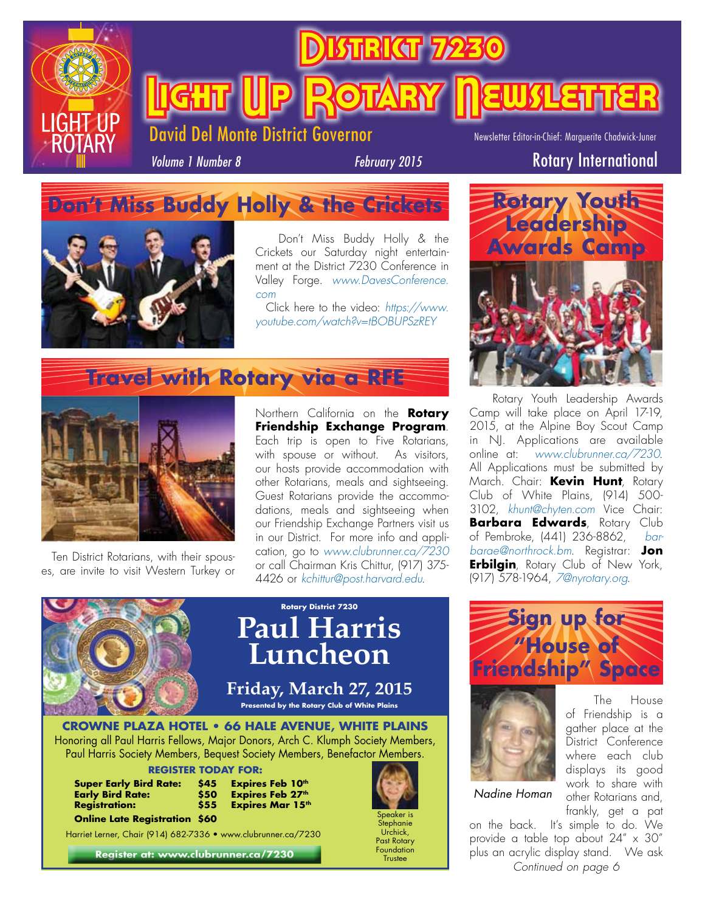# District 7230 Light Up Rotary Newsletter

LIGHT UP ROTARY

David Del Monte District Governor

Newsletter Editor-in-Chief: Marguerite Chadwick-Juner

*Volume 1 Number 8* *February 2015*

Rotary International

## Don't Miss Buddy Holly & the Crickets

Don't Miss Buddy Holly & the Crickets our Saturday night entertainment at the District 7230 Conference in Valley Forge. *www.DavesConference.com*

Click here to the video: *https://www.youtube.com/watch?v=tBOBUPSzREY*

## Travel with Rotary via a RFE

Ten District Rotarians, with their spouses, are invite to visit Western Turkey or Northern California on the **Rotary Friendship Exchange Program**. Each trip is open to Five Rotarians, with spouse or without. As visitors, our hosts provide accommodation with other Rotarians, meals and sightseeing. Guest Rotarians provide the accommodations, meals and sightseeing when our Friendship Exchange Partners visit us in our District. For more info and application, go to *www.clubrunner.ca/7230* or call Chairman Kris Chittur, (917) 375-4426 or *kchittur@post.harvard.edu*.

## Rotary Youth Leadership Awards Camp

Rotary Youth Leadership Awards Camp will take place on April 17-19, 2015, at the Alpine Boy Scout Camp in NJ. Applications are available online at: *www.clubrunner.ca/7230*. All Applications must be submitted by March. Chair: **Kevin Hunt**, Rotary Club of White Plains, (914) 500-3102, *khunt@chyten.com* Vice Chair: **Barbara Edwards**, Rotary Club of Pembroke, (441) 236-8862, *barbarae@northrock.bm*. Registrar: **Jon Erbilgin**, Rotary Club of New York, (917) 578-1964, *7@nyrotary.org*.

Rotary District 7230

## Paul Harris Luncheon

**Friday, March 27, 2015**

**Presented by the Rotary Club of White Plains**

**CROWNE PLAZA HOTEL • 66 HALE AVENUE, WHITE PLAINS**

Honoring all Paul Harris Fellows, Major Donors, Arch C. Klumph Society Members, Paul Harris Society Members, Bequest Society Members, Benefactor Members.

**REGISTER TODAY FOR:**

| | | |
|---|---|---|
| **Super Early Bird Rate:** | **$45** | **Expires Feb 10th** |
| **Early Bird Rate:** | **$50** | **Expires Feb 27th** |
| **Registration:** | **$55** | **Expires Mar 15th** |
| **Online Late Registration** | **$60** | |

Harriet Lerner, Chair (914) 682-7336 • www.clubrunner.ca/7230

**Register at: www.clubrunner.ca/7230**

Speaker is Stephanie Urchick, Past Rotary Foundation Trustee

## Sign up for "House of Friendship" Space

*Nadine Homan*

The House of Friendship is a gather place at the District Conference where each club displays its good work to share with other Rotarians and, frankly, get a pat on the back. It's simple to do. We provide a table top about 24" x 30" plus an acrylic display stand. We ask

*Continued on page 6*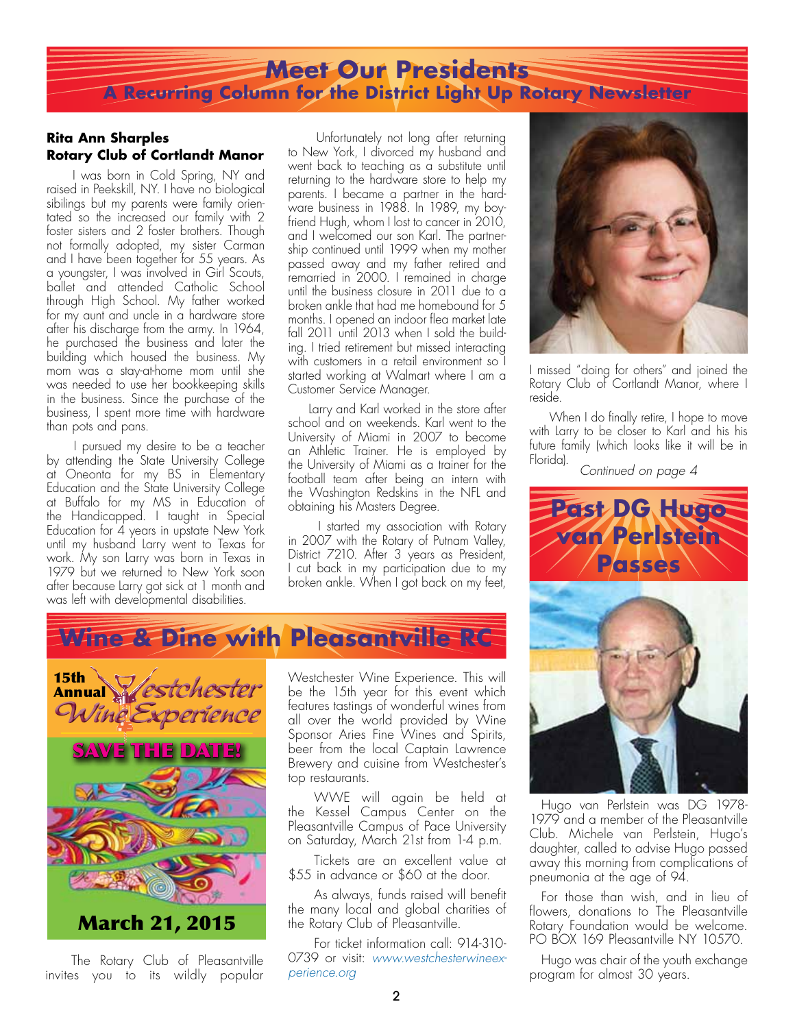# Meet Our Presidents

## A Recurring Column for the District Light Up Rotary Newsletter

**Rita Ann Sharples**
**Rotary Club of Cortlandt Manor**

I was born in Cold Spring, NY and raised in Peekskill, NY. I have no biological siblings but my parents were family orientated so the increased our family with 2 foster sisters and 2 foster brothers. Though not formally adopted, my sister Carman and I have been together for 55 years. As a youngster, I was involved in Girl Scouts, ballet and attended Catholic School through High School. My father worked for my aunt and uncle in a hardware store after his discharge from the army. In 1964, he purchased the business and later the building which housed the business. My mom was a stay-at-home mom until she was needed to use her bookkeeping skills in the business. Since the purchase of the business, I spent more time with hardware than pots and pans.

I pursued my desire to be a teacher by attending the State University College at Oneonta for my BS in Elementary Education and the State University College at Buffalo for my MS in Education of the Handicapped. I taught in Special Education for 4 years in upstate New York until my husband Larry went to Texas for work. My son Larry was born in Texas in 1979 but we returned to New York soon after because Larry got sick at 1 month and was left with developmental disabilities.

Unfortunately not long after returning to New York, I divorced my husband and went back to teaching as a substitute until returning to the hardware store to help my parents. I became a partner in the hardware business in 1988. In 1989, my boyfriend Hugh, whom I lost to cancer in 2010, and I welcomed our son Karl. The partnership continued until 1999 when my mother passed away and my father retired and remarried in 2000. I remained in charge until the business closure in 2011 due to a broken ankle that had me homebound for 5 months. I opened an indoor flea market late fall 2011 until 2013 when I sold the building. I tried retirement but missed interacting with customers in a retail environment so I started working at Walmart where I am a Customer Service Manager.

Larry and Karl worked in the store after school and on weekends. Karl went to the University of Miami in 2007 to become an Athletic Trainer. He is employed by the University of Miami as a trainer for the football team after being an intern with the Washington Redskins in the NFL and obtaining his Masters Degree.

I started my association with Rotary in 2007 with the Rotary of Putnam Valley, District 7210. After 3 years as President, I cut back in my participation due to my broken ankle. When I got back on my feet, I missed "doing for others" and joined the Rotary Club of Cortlandt Manor, where I reside.

When I do finally retire, I hope to move with Larry to be closer to Karl and his his future family (which looks like it will be in Florida).

*Continued on page 4*

# Wine & Dine with Pleasantville RC

**15th Annual Westchester Wine Experience**

**SAVE THE DATE!**

**March 21, 2015**

The Rotary Club of Pleasantville invites you to its wildly popular Westchester Wine Experience. This will be the 15th year for this event which features tastings of wonderful wines from all over the world provided by Wine Sponsor Aries Fine Wines and Spirits, beer from the local Captain Lawrence Brewery and cuisine from Westchester's top restaurants.

WWE will again be held at the Kessel Campus Center on the Pleasantville Campus of Pace University on Saturday, March 21st from 1-4 p.m.

Tickets are an excellent value at $55 in advance or $60 at the door.

As always, funds raised will benefit the many local and global charities of the Rotary Club of Pleasantville.

For ticket information call: 914-310-0739 or visit: *www.westchesterwineexperience.org*

# Past DG Hugo van Perlstein Passes

Hugo van Perlstein was DG 1978-1979 and a member of the Pleasantville Club. Michele van Perlstein, Hugo's daughter, called to advise Hugo passed away this morning from complications of pneumonia at the age of 94.

For those than wish, and in lieu of flowers, donations to The Pleasantville Rotary Foundation would be welcome. PO BOX 169 Pleasantville NY 10570.

Hugo was chair of the youth exchange program for almost 30 years.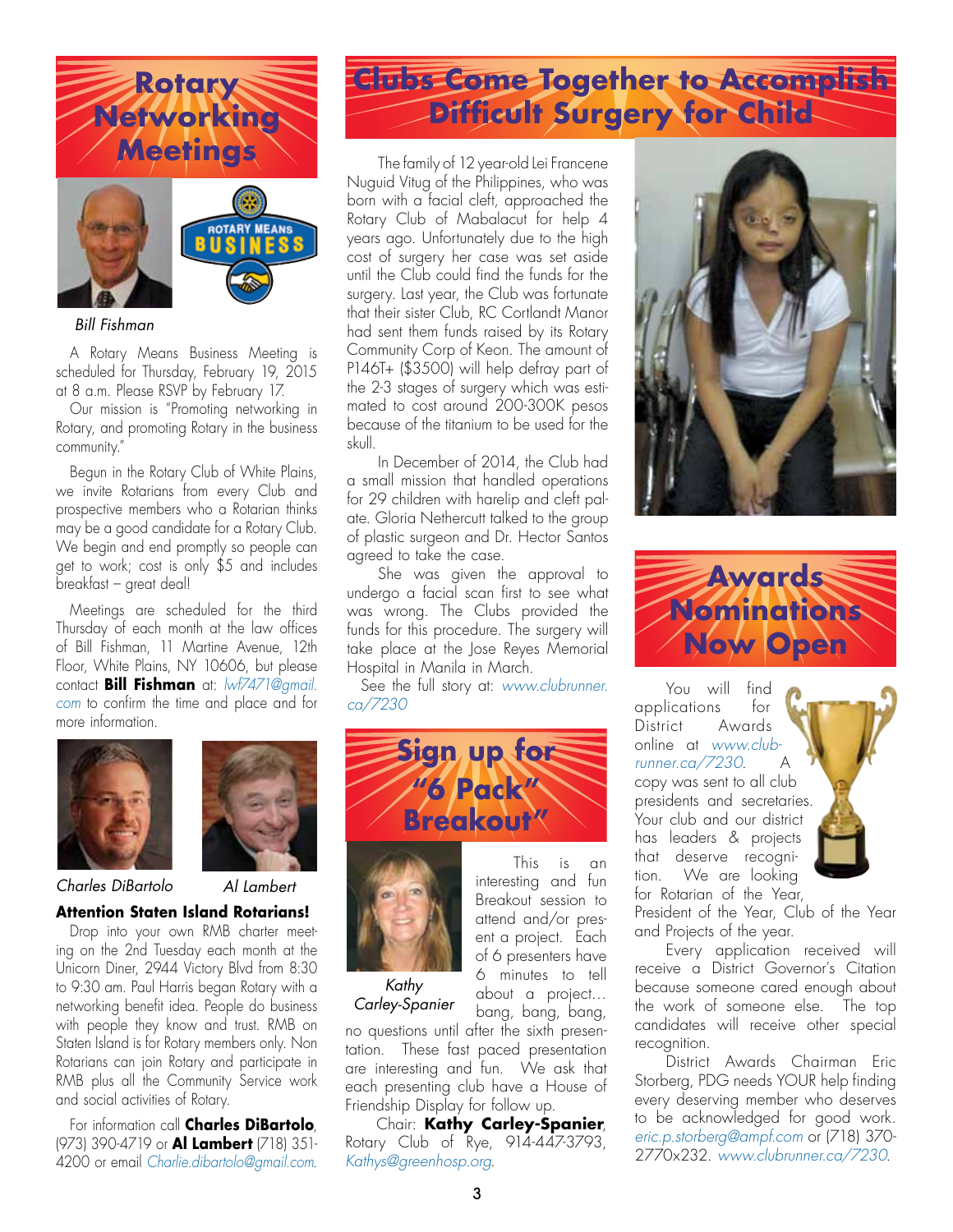# Rotary Networking Meetings

ROTARY MEANS BUSINESS

*Bill Fishman*

A Rotary Means Business Meeting is scheduled for Thursday, February 19, 2015 at 8 a.m. Please RSVP by February 17.

Our mission is "Promoting networking in Rotary, and promoting Rotary in the business community."

Begun in the Rotary Club of White Plains, we invite Rotarians from every Club and prospective members who a Rotarian thinks may be a good candidate for a Rotary Club. We begin and end promptly so people can get to work; cost is only $5 and includes breakfast – great deal!

Meetings are scheduled for the third Thursday of each month at the law offices of Bill Fishman, 11 Martine Avenue, 12th Floor, White Plains, NY 10606, but please contact **Bill Fishman** at: *lwf7471@gmail.com* to confirm the time and place and for more information.

*Charles DiBartolo* *Al Lambert*

**Attention Staten Island Rotarians!**

Drop into your own RMB charter meeting on the 2nd Tuesday each month at the Unicorn Diner, 2944 Victory Blvd from 8:30 to 9:30 am. Paul Harris began Rotary with a networking benefit idea. People do business with people they know and trust. RMB on Staten Island is for Rotary members only. Non Rotarians can join Rotary and participate in RMB plus all the Community Service work and social activities of Rotary.

For information call **Charles DiBartolo**, (973) 390-4719 or **Al Lambert** (718) 351-4200 or email *Charlie.dibartolo@gmail.com*.

# Clubs Come Together to Accomplish Difficult Surgery for Child

The family of 12 year-old Lei Francene Nuguid Vitug of the Philippines, who was born with a facial cleft, approached the Rotary Club of Mabalacut for help 4 years ago. Unfortunately due to the high cost of surgery her case was set aside until the Club could find the funds for the surgery. Last year, the Club was fortunate that their sister Club, RC Cortlandt Manor had sent them funds raised by its Rotary Community Corp of Keon. The amount of P146T+ ($3500) will help defray part of the 2-3 stages of surgery which was estimated to cost around 200-300K pesos because of the titanium to be used for the skull.

In December of 2014, the Club had a small mission that handled operations for 29 children with harelip and cleft palate. Gloria Nethercutt talked to the group of plastic surgeon and Dr. Hector Santos agreed to take the case.

She was given the approval to undergo a facial scan first to see what was wrong. The Clubs provided the funds for this procedure. The surgery will take place at the Jose Reyes Memorial Hospital in Manila in March.

See the full story at: *www.clubrunner.ca/7230*

# Sign up for "6 Pack" Breakout"

*Kathy Carley-Spanier*

This is an interesting and fun Breakout session to attend and/or present a project. Each of 6 presenters have 6 minutes to tell about a project… bang, bang, bang, no questions until after the sixth presentation. These fast paced presentation are interesting and fun. We ask that each presenting club have a House of Friendship Display for follow up.

Chair: **Kathy Carley-Spanier**, Rotary Club of Rye, 914-447-3793, *Kathys@greenhosp.org*.

# Awards Nominations Now Open

You will find applications for District Awards online at *www.clubrunner.ca/7230*. A copy was sent to all club presidents and secretaries. Your club and our district has leaders & projects that deserve recognition. We are looking for Rotarian of the Year, President of the Year, Club of the Year and Projects of the year.

Every application received will receive a District Governor's Citation because someone cared enough about the work of someone else. The top candidates will receive other special recognition.

District Awards Chairman Eric Storberg, PDG needs YOUR help finding every deserving member who deserves to be acknowledged for good work. *eric.p.storberg@ampf.com* or (718) 370-2770x232. *www.clubrunner.ca/7230*.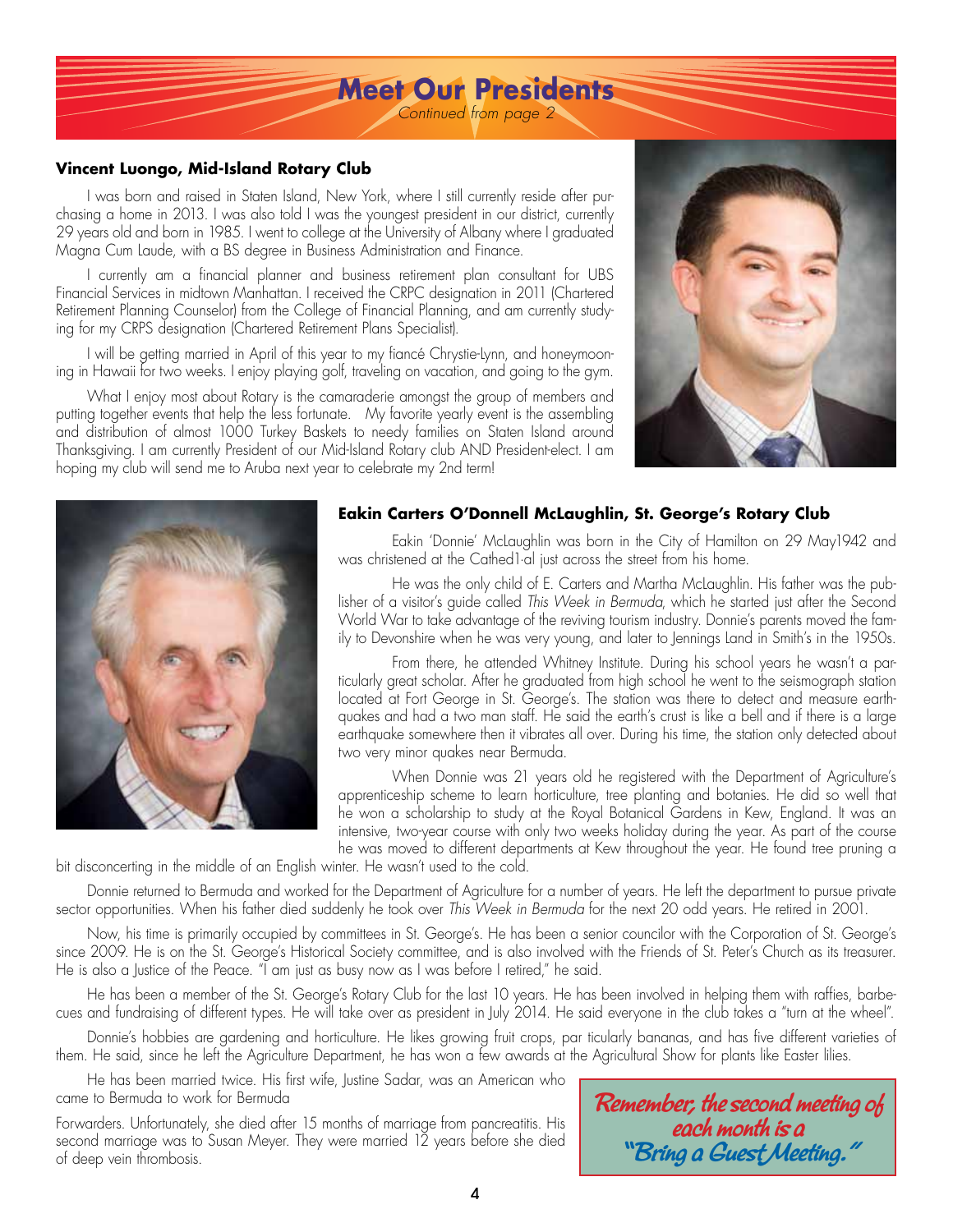# Meet Our Presidents

*Continued from page 2*

**Vincent Luongo, Mid-Island Rotary Club**

I was born and raised in Staten Island, New York, where I still currently reside after purchasing a home in 2013. I was also told I was the youngest president in our district, currently 29 years old and born in 1985. I went to college at the University of Albany where I graduated Magna Cum Laude, with a BS degree in Business Administration and Finance.

I currently am a financial planner and business retirement plan consultant for UBS Financial Services in midtown Manhattan. I received the CRPC designation in 2011 (Chartered Retirement Planning Counselor) from the College of Financial Planning, and am currently studying for my CRPS designation (Chartered Retirement Plans Specialist).

I will be getting married in April of this year to my fiancé Chrystie-Lynn, and honeymooning in Hawaii for two weeks. I enjoy playing golf, traveling on vacation, and going to the gym.

What I enjoy most about Rotary is the camaraderie amongst the group of members and putting together events that help the less fortunate. My favorite yearly event is the assembling and distribution of almost 1000 Turkey Baskets to needy families on Staten Island around Thanksgiving. I am currently President of our Mid-Island Rotary club AND President-elect. I am hoping my club will send me to Aruba next year to celebrate my 2nd term!

**Eakin Carters O'Donnell McLaughlin, St. George's Rotary Club**

Eakin 'Donnie' McLaughlin was born in the City of Hamilton on 29 May1942 and was christened at the Cathed1·al just across the street from his home.

He was the only child of E. Carters and Martha McLaughlin. His father was the publisher of a visitor's guide called *This Week in Bermuda*, which he started just after the Second World War to take advantage of the reviving tourism industry. Donnie's parents moved the family to Devonshire when he was very young, and later to Jennings Land in Smith's in the 1950s.

From there, he attended Whitney Institute. During his school years he wasn't a particularly great scholar. After he graduated from high school he went to the seismograph station located at Fort George in St. George's. The station was there to detect and measure earthquakes and had a two man staff. He said the earth's crust is like a bell and if there is a large earthquake somewhere then it vibrates all over. During his time, the station only detected about two very minor quakes near Bermuda.

When Donnie was 21 years old he registered with the Department of Agriculture's apprenticeship scheme to learn horticulture, tree planting and botanies. He did so well that he won a scholarship to study at the Royal Botanical Gardens in Kew, England. It was an intensive, two-year course with only two weeks holiday during the year. As part of the course he was moved to different departments at Kew throughout the year. He found tree pruning a bit disconcerting in the middle of an English winter. He wasn't used to the cold.

Donnie returned to Bermuda and worked for the Department of Agriculture for a number of years. He left the department to pursue private sector opportunities. When his father died suddenly he took over *This Week in Bermuda* for the next 20 odd years. He retired in 2001.

Now, his time is primarily occupied by committees in St. George's. He has been a senior councilor with the Corporation of St. George's since 2009. He is on the St. George's Historical Society committee, and is also involved with the Friends of St. Peter's Church as its treasurer. He is also a Justice of the Peace. "I am just as busy now as I was before I retired," he said.

He has been a member of the St. George's Rotary Club for the last 10 years. He has been involved in helping them with raffies, barbecues and fundraising of different types. He will take over as president in July 2014. He said everyone in the club takes a "turn at the wheel".

Donnie's hobbies are gardening and horticulture. He likes growing fruit crops, par ticularly bananas, and has five different varieties of them. He said, since he left the Agriculture Department, he has won a few awards at the Agricultural Show for plants like Easter lilies.

He has been married twice. His first wife, Justine Sadar, was an American who came to Bermuda to work for Bermuda Forwarders. Unfortunately, she died after 15 months of marriage from pancreatitis. His second marriage was to Susan Meyer. They were married 12 years before she died of deep vein thrombosis.

*Remember, the second meeting of each month is a "Bring a Guest Meeting."*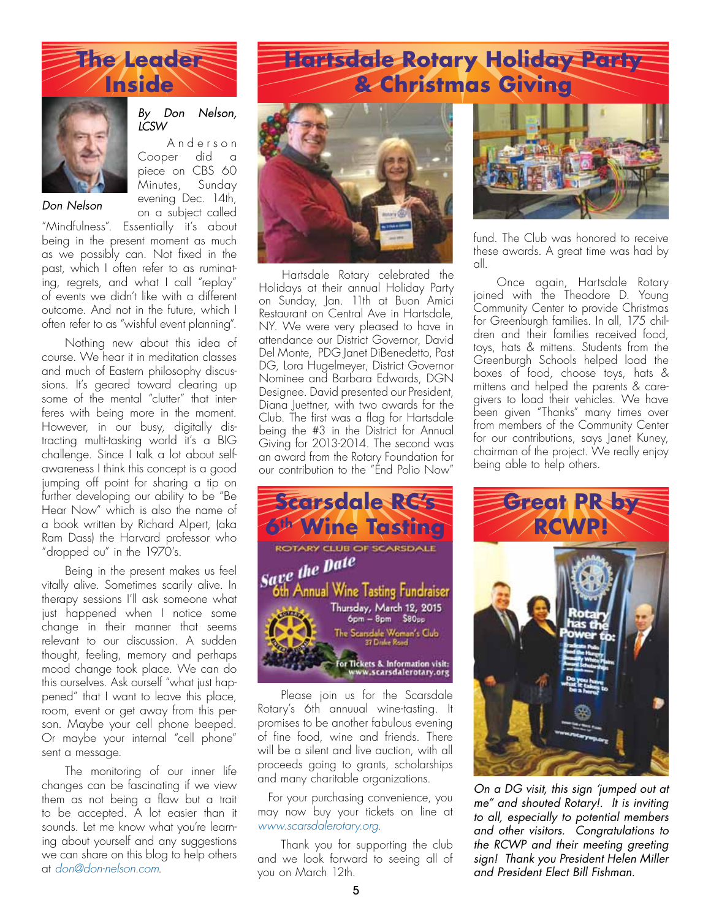# The Leader Inside

Don Nelson

*By Don Nelson, LCSW*

Anderson Cooper did a piece on CBS 60 Minutes, Sunday evening Dec. 14th, on a subject called "Mindfulness". Essentially it's about being in the present moment as much as we possibly can. Not fixed in the past, which I often refer to as ruminating, regrets, and what I call "replay" of events we didn't like with a different outcome. And not in the future, which I often refer to as "wishful event planning".

Nothing new about this idea of course. We hear it in meditation classes and much of Eastern philosophy discussions. It's geared toward clearing up some of the mental "clutter" that interferes with being more in the moment. However, in our busy, digitally distracting multi-tasking world it's a BIG challenge. Since I talk a lot about self-awareness I think this concept is a good jumping off point for sharing a tip on further developing our ability to be "Be Hear Now" which is also the name of a book written by Richard Alpert, (aka Ram Dass) the Harvard professor who "dropped ou" in the 1970's.

Being in the present makes us feel vitally alive. Sometimes scarily alive. In therapy sessions I'll ask someone what just happened when I notice some change in their manner that seems relevant to our discussion. A sudden thought, feeling, memory and perhaps mood change took place. We can do this ourselves. Ask ourself "what just happened" that I want to leave this place, room, event or get away from this person. Maybe your cell phone beeped. Or maybe your internal "cell phone" sent a message.

The monitoring of our inner life changes can be fascinating if we view them as not being a flaw but a trait to be accepted. A lot easier than it sounds. Let me know what you're learning about yourself and any suggestions we can share on this blog to help others at don@don-nelson.com.

# Hartsdale Rotary Holiday Party & Christmas Giving

Hartsdale Rotary celebrated the Holidays at their annual Holiday Party on Sunday, Jan. 11th at Buon Amici Restaurant on Central Ave in Hartsdale, NY. We were very pleased to have in attendance our District Governor, David Del Monte, PDG Janet DiBenedetto, Past DG, Lora Hugelmeyer, District Governor Nominee and Barbara Edwards, DGN Designee. David presented our President, Diana Juettner, with two awards for the Club. The first was a flag for Hartsdale being the #3 in the District for Annual Giving for 2013-2014. The second was an award from the Rotary Foundation for our contribution to the "End Polio Now" fund. The Club was honored to receive these awards. A great time was had by all.

Once again, Hartsdale Rotary joined with the Theodore D. Young Community Center to provide Christmas for Greenburgh families. In all, 175 children and their families received food, toys, hats & mittens. Students from the Greenburgh Schools helped load the boxes of food, choose toys, hats & mittens and helped the parents & caregivers to load their vehicles. We have been given "Thanks" many times over from members of the Community Center for our contributions, says Janet Kuney, chairman of the project. We really enjoy being able to help others.

# Scarsdale RC's 6th Wine Tasting

ROTARY CLUB OF SCARSDALE

Save the Date

6th Annual Wine Tasting Fundraiser

Thursday, March 12, 2015

6pm – 8pm $80pp

The Scarsdale Woman's Club

37 Drake Road

For Tickets & Information visit: www.scarsdalerotary.org

Please join us for the Scarsdale Rotary's 6th annuual wine-tasting. It promises to be another fabulous evening of fine food, wine and friends. There will be a silent and live auction, with all proceeds going to grants, scholarships and many charitable organizations.

For your purchasing convenience, you may now buy your tickets on line at www.scarsdalerotary.org.

Thank you for supporting the club and we look forward to seeing all of you on March 12th.

# Great PR by RCWP!

*On a DG visit, this sign 'jumped out at me" and shouted Rotary!. It is inviting to all, especially to potential members and other visitors. Congratulations to the RCWP and their meeting greeting sign! Thank you President Helen Miller and President Elect Bill Fishman.*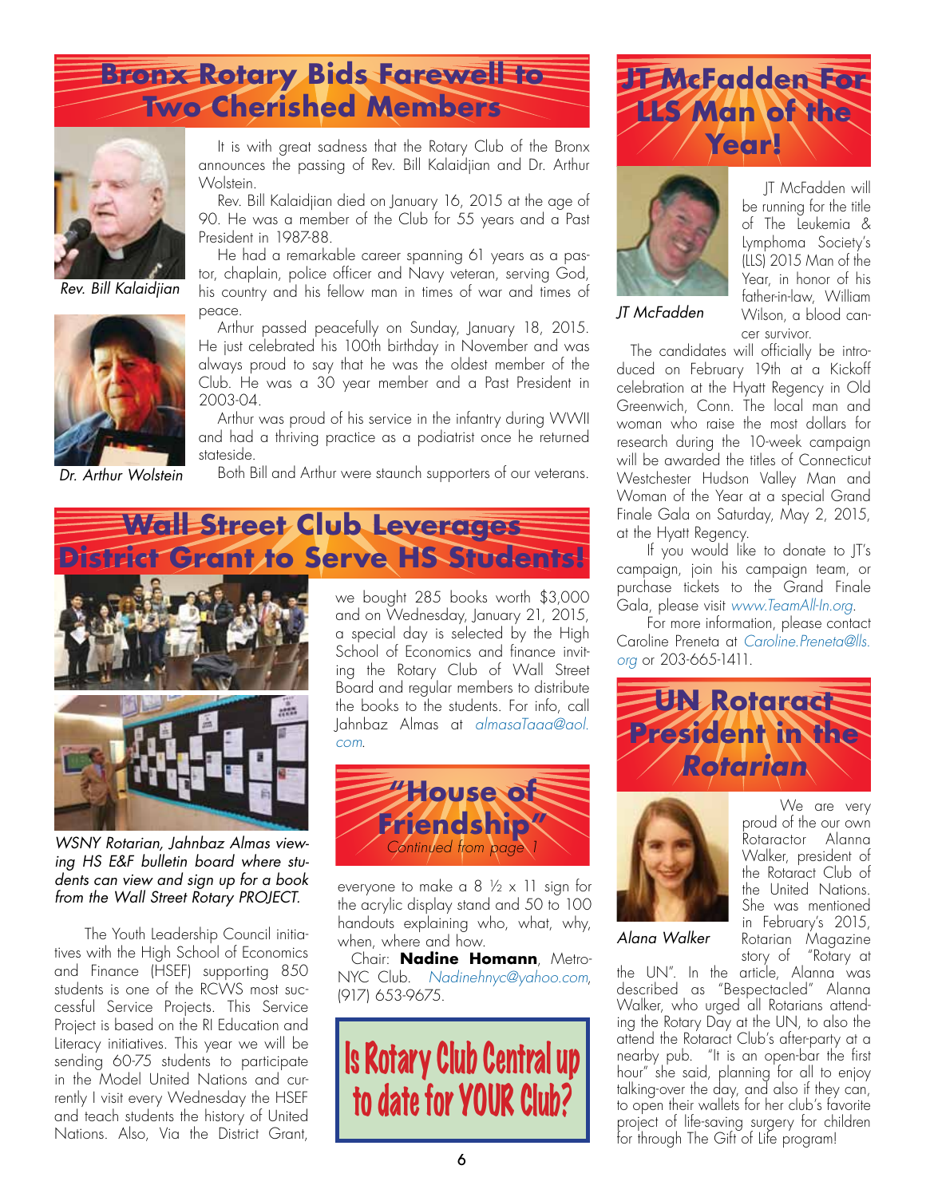## Bronx Rotary Bids Farewell to Two Cherished Members

*Rev. Bill Kalaidjian*

*Dr. Arthur Wolstein*

It is with great sadness that the Rotary Club of the Bronx announces the passing of Rev. Bill Kalaidjian and Dr. Arthur Wolstein.

Rev. Bill Kalaidjian died on January 16, 2015 at the age of 90. He was a member of the Club for 55 years and a Past President in 1987-88.

He had a remarkable career spanning 61 years as a pastor, chaplain, police officer and Navy veteran, serving God, his country and his fellow man in times of war and times of peace.

Arthur passed peacefully on Sunday, January 18, 2015. He just celebrated his 100th birthday in November and was always proud to say that he was the oldest member of the Club. He was a 30 year member and a Past President in 2003-04.

Arthur was proud of his service in the infantry during WWII and had a thriving practice as a podiatrist once he returned stateside.

Both Bill and Arthur were staunch supporters of our veterans.

## Wall Street Club Leverages District Grant to Serve HS Students!

*WSNY Rotarian, Jahnbaz Almas viewing HS E&F bulletin board where students can view and sign up for a book from the Wall Street Rotary PROJECT.*

The Youth Leadership Council initiatives with the High School of Economics and Finance (HSEF) supporting 850 students is one of the RCWS most successful Service Projects. This Service Project is based on the RI Education and Literacy initiatives. This year we will be sending 60-75 students to participate in the Model United Nations and currently I visit every Wednesday the HSEF and teach students the history of United Nations. Also, Via the District Grant, we bought 285 books worth $3,000 and on Wednesday, January 21, 2015, a special day is selected by the High School of Economics and finance inviting the Rotary Club of Wall Street Board and regular members to distribute the books to the students. For info, call Jahnbaz Almas at almasaTaaa@aol.com.

## "House of Friendship"

*Continued from page 1*

everyone to make a 8 ½ x 11 sign for the acrylic display stand and 50 to 100 handouts explaining who, what, why, when, where and how.

Chair: **Nadine Homann**, Metro-NYC Club. Nadinehnyc@yahoo.com, (917) 653-9675.

**Is Rotary Club Central up to date for YOUR Club?**

## JT McFadden For LLS Man of the Year!

*JT McFadden*

JT McFadden will be running for the title of The Leukemia & Lymphoma Society's (LLS) 2015 Man of the Year, in honor of his father-in-law, William Wilson, a blood cancer survivor.

The candidates will officially be introduced on February 19th at a Kickoff celebration at the Hyatt Regency in Old Greenwich, Conn. The local man and woman who raise the most dollars for research during the 10-week campaign will be awarded the titles of Connecticut Westchester Hudson Valley Man and Woman of the Year at a special Grand Finale Gala on Saturday, May 2, 2015, at the Hyatt Regency.

If you would like to donate to JT's campaign, join his campaign team, or purchase tickets to the Grand Finale Gala, please visit www.TeamAll-In.org.

For more information, please contact Caroline Preneta at Caroline.Preneta@lls.org or 203-665-1411.

## UN Rotaract President in the *Rotarian*

*Alana Walker*

We are very proud of the our own Rotaractor Alanna Walker, president of the Rotaract Club of the United Nations. She was mentioned in February's 2015, Rotarian Magazine story of "Rotary at the UN". In the article, Alanna was described as "Bespectacled" Alanna Walker, who urged all Rotarians attending the Rotary Day at the UN, to also the attend the Rotaract Club's after-party at a nearby pub. "It is an open-bar the first hour" she said, planning for all to enjoy talking-over the day, and also if they can, to open their wallets for her club's favorite project of life-saving surgery for children for through The Gift of Life program!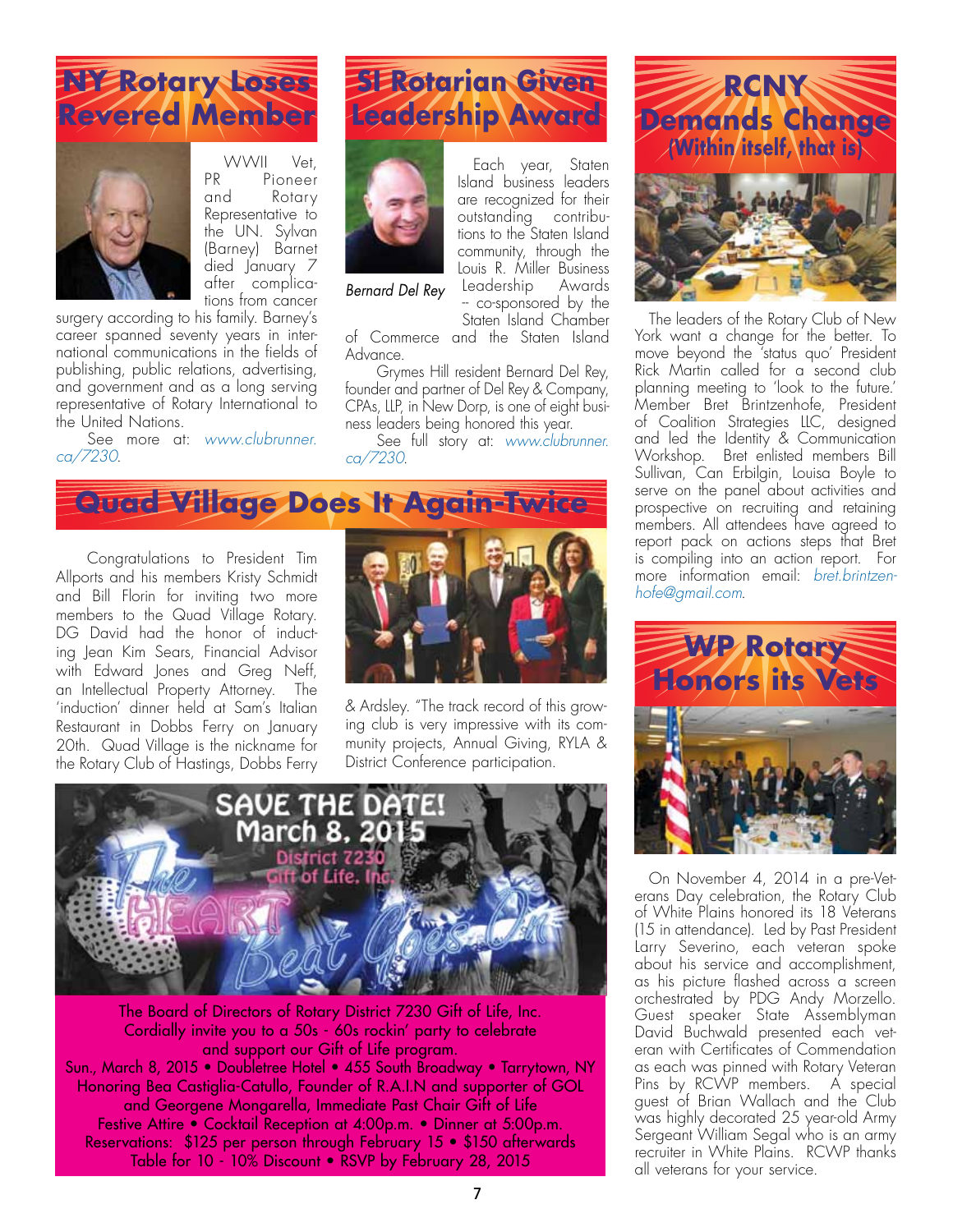## NY Rotary Loses Revered Member

WWII Vet, PR Pioneer and Rotary Representative to the UN. Sylvan (Barney) Barnet died January 7 after complications from cancer surgery according to his family. Barney's career spanned seventy years in international communications in the fields of publishing, public relations, advertising, and government and as a long serving representative of Rotary International to the United Nations.

See more at: *www.clubrunner.ca/7230*.

## SI Rotarian Given Leadership Award

*Bernard Del Rey*

Each year, Staten Island business leaders are recognized for their outstanding contributions to the Staten Island community, through the Louis R. Miller Business Leadership Awards -- co-sponsored by the Staten Island Chamber of Commerce and the Staten Island Advance.

Grymes Hill resident Bernard Del Rey, founder and partner of Del Rey & Company, CPAs, LLP, in New Dorp, is one of eight business leaders being honored this year.

See full story at: *www.clubrunner.ca/7230*.

## RCNY Demands Change
### (Within itself, that is)

The leaders of the Rotary Club of New York want a change for the better. To move beyond the 'status quo' President Rick Martin called for a second club planning meeting to 'look to the future.' Member Bret Brintzenhofe, President of Coalition Strategies LLC, designed and led the Identity & Communication Workshop. Bret enlisted members Bill Sullivan, Can Erbilgin, Louisa Boyle to serve on the panel about activities and prospective on recruiting and retaining members. All attendees have agreed to report pack on actions steps that Bret is compiling into an action report. For more information email: *bret.brintzenhofe@gmail.com*.

## Quad Village Does It Again-Twice

Congratulations to President Tim Allports and his members Kristy Schmidt and Bill Florin for inviting two more members to the Quad Village Rotary. DG David had the honor of inducting Jean Kim Sears, Financial Advisor with Edward Jones and Greg Neff, an Intellectual Property Attorney. The 'induction' dinner held at Sam's Italian Restaurant in Dobbs Ferry on January 20th. Quad Village is the nickname for the Rotary Club of Hastings, Dobbs Ferry & Ardsley. "The track record of this growing club is very impressive with its community projects, Annual Giving, RYLA & District Conference participation.

## WP Rotary Honors its Vets

On November 4, 2014 in a pre-Veterans Day celebration, the Rotary Club of White Plains honored its 18 Veterans (15 in attendance). Led by Past President Larry Severino, each veteran spoke about his service and accomplishment, as his picture flashed across a screen orchestrated by PDG Andy Morzello. Guest speaker State Assemblyman David Buchwald presented each veteran with Certificates of Commendation as each was pinned with Rotary Veteran Pins by RCWP members. A special guest of Brian Wallach and the Club was highly decorated 25 year-old Army Sergeant William Segal who is an army recruiter in White Plains. RCWP thanks all veterans for your service.

## SAVE THE DATE!
### March 8, 2015

District 7230
Gift of Life, Inc.

The HEART Beat Goes On

The Board of Directors of Rotary District 7230 Gift of Life, Inc.
Cordially invite you to a 50s - 60s rockin' party to celebrate
and support our Gift of Life program.
Sun., March 8, 2015 • Doubletree Hotel • 455 South Broadway • Tarrytown, NY
Honoring Bea Castiglia-Catullo, Founder of R.A.I.N and supporter of GOL
and Georgene Mongarella, Immediate Past Chair Gift of Life
Festive Attire • Cocktail Reception at 4:00p.m. • Dinner at 5:00p.m.
Reservations: $125 per person through February 15 • $150 afterwards
Table for 10 - 10% Discount • RSVP by February 28, 2015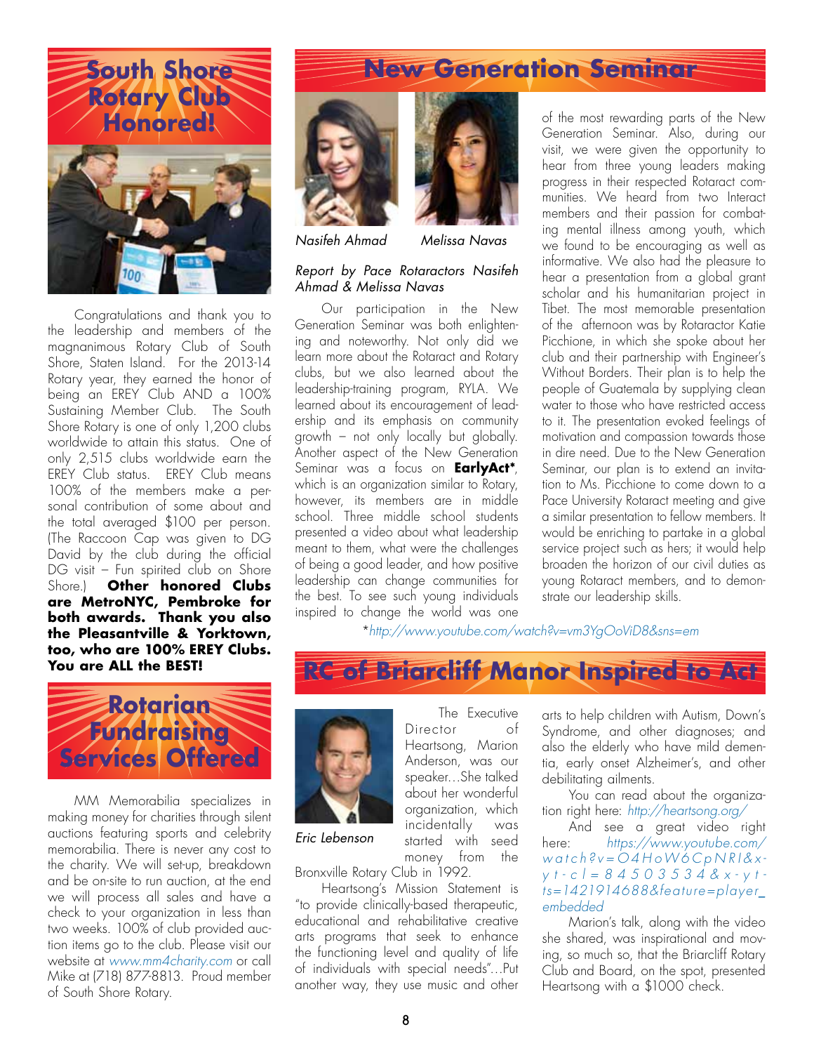## South Shore Rotary Club Honored!

Congratulations and thank you to the leadership and members of the magnanimous Rotary Club of South Shore, Staten Island. For the 2013-14 Rotary year, they earned the honor of being an EREY Club AND a 100% Sustaining Member Club. The South Shore Rotary is one of only 1,200 clubs worldwide to attain this status. One of only 2,515 clubs worldwide earn the EREY Club status. EREY Club means 100% of the members make a personal contribution of some about and the total averaged $100 per person. (The Raccoon Cap was given to DG David by the club during the official DG visit – Fun spirited club on Shore Shore.) **Other honored Clubs are MetroNYC, Pembroke for both awards. Thank you also the Pleasantville & Yorktown, too, who are 100% EREY Clubs. You are ALL the BEST!**

## Rotarian Fundraising Services Offered

MM Memorabilia specializes in making money for charities through silent auctions featuring sports and celebrity memorabilia. There is never any cost to the charity. We will set-up, breakdown and be on-site to run auction, at the end we will process all sales and have a check to your organization in less than two weeks. 100% of club provided auction items go to the club. Please visit our website at www.mm4charity.com or call Mike at (718) 877-8813. Proud member of South Shore Rotary.

## New Generation Seminar

*Nasifeh Ahmad* *Melissa Navas*

*Report by Pace Rotaractors Nasifeh Ahmad & Melissa Navas*

Our participation in the New Generation Seminar was both enlightening and noteworthy. Not only did we learn more about the Rotaract and Rotary clubs, but we also learned about the leadership-training program, RYLA. We learned about its encouragement of leadership and its emphasis on community growth – not only locally but globally. Another aspect of the New Generation Seminar was a focus on **EarlyAct***, which is an organization similar to Rotary, however, its members are in middle school. Three middle school students presented a video about what leadership meant to them, what were the challenges of being a good leader, and how positive leadership can change communities for the best. To see such young individuals inspired to change the world was one of the most rewarding parts of the New Generation Seminar. Also, during our visit, we were given the opportunity to hear from three young leaders making progress in their respected Rotaract communities. We heard from two Interact members and their passion for combating mental illness among youth, which we found to be encouraging as well as informative. We also had the pleasure to hear a presentation from a global grant scholar and his humanitarian project in Tibet. The most memorable presentation of the afternoon was by Rotaractor Katie Picchione, in which she spoke about her club and their partnership with Engineer's Without Borders. Their plan is to help the people of Guatemala by supplying clean water to those who have restricted access to it. The presentation evoked feelings of motivation and compassion towards those in dire need. Due to the New Generation Seminar, our plan is to extend an invitation to Ms. Picchione to come down to a Pace University Rotaract meeting and give a similar presentation to fellow members. It would be enriching to partake in a global service project such as hers; it would help broaden the horizon of our civil duties as young Rotaract members, and to demonstrate our leadership skills.

*http://www.youtube.com/watch?v=vm3YgOoViD8&sns=em

## RC of Briarcliff Manor Inspired to Act

*Eric Lebenson*

The Executive Director of Heartsong, Marion Anderson, was our speaker…She talked about her wonderful organization, which incidentally was started with seed money from the Bronxville Rotary Club in 1992.

Heartsong's Mission Statement is "to provide clinically-based therapeutic, educational and rehabilitative creative arts programs that seek to enhance the functioning level and quality of life of individuals with special needs"…Put another way, they use music and other arts to help children with Autism, Down's Syndrome, and other diagnoses; and also the elderly who have mild dementia, early onset Alzheimer's, and other debilitating ailments.

You can read about the organization right here: http://heartsong.org/

And see a great video right here: https://www.youtube.com/watch?v=O4HoW6CpNRI&x-yt-cl=84503534&x-yt-ts=1421914688&feature=player_embedded

Marion's talk, along with the video she shared, was inspirational and moving, so much so, that the Briarcliff Rotary Club and Board, on the spot, presented Heartsong with a $1000 check.